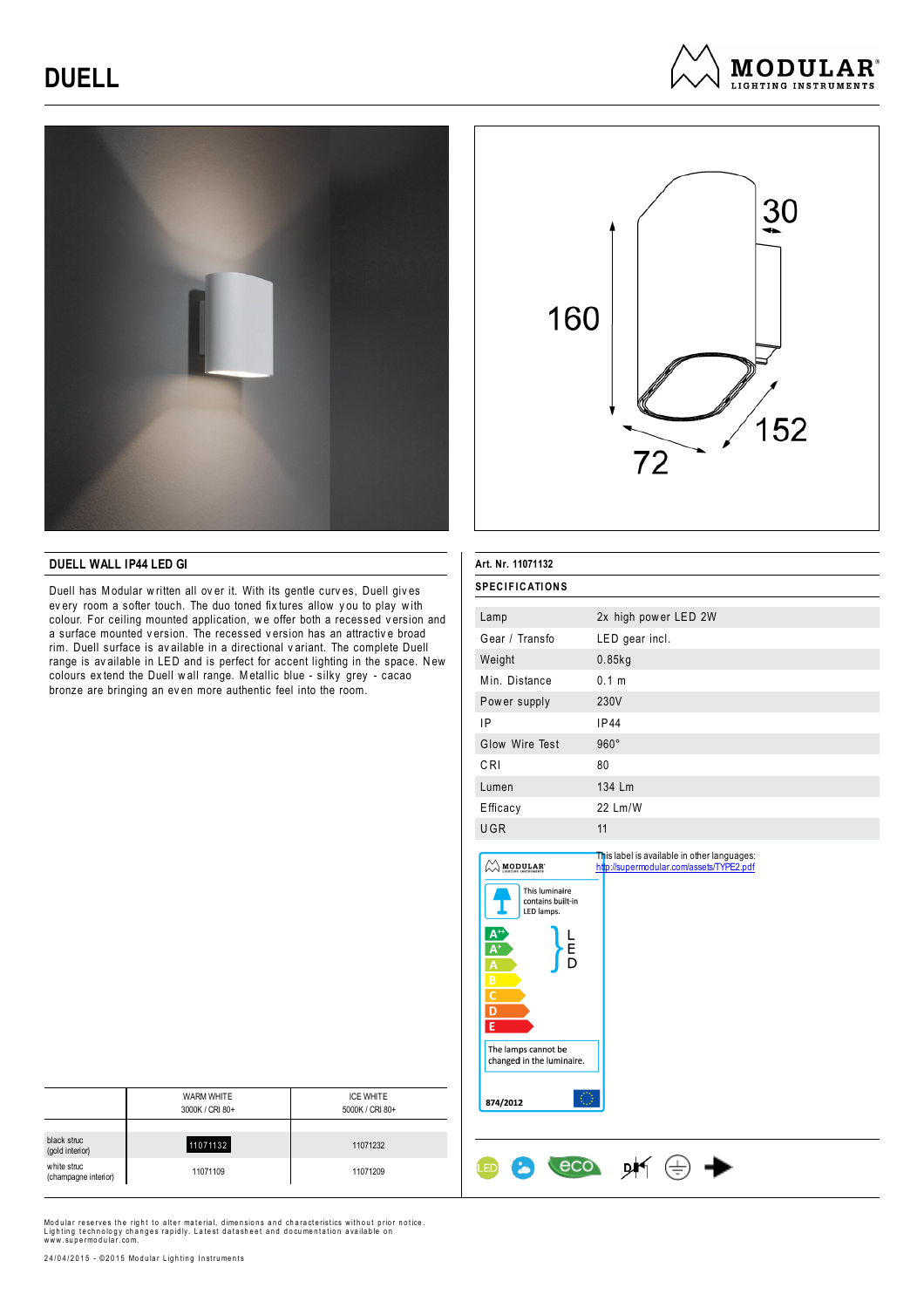# DUELL

## DUELL WALL IP44 LED GI

Duell has Modular written all over it. With its gentle curves, Duell gives every room a softer touch. The duo toned fixtures allow you to play with colour. For ceiling mounted application, we offer both a recessed version and a surface mounted version. The recessed version has an attractive broad rim. Duell surface is available in a directional variant. The complete Duell range is available in LED and is perfect for accent lighting in the space. New colours extend the Duell wall range. Metallic blue - silky grey - cacao bronze are bringing an even more authentic feel into the room.

| | WARM WHITE 3000K / CRI 80+ | ICE WHITE 5000K / CRI 80+ |
|---|---|---|
| black struc (gold interior) | 11071132 | 11071232 |
| white struc (champagne interior) | 11071109 | 11071209 |

**Art. Nr. 11071132**

### SPECIFICATIONS

| | |
|---|---|
| Lamp | 2x high power LED 2W |
| Gear / Transfo | LED gear incl. |
| Weight | 0.85kg |
| Min. Distance | 0.1 m |
| Power supply | 230V |
| IP | IP44 |
| Glow Wire Test | 960° |
| CRI | 80 |
| Lumen | 134 Lm |
| Efficacy | 22 Lm/W |
| UGR | 11 |

This label is available in other languages:
http://supermodular.com/assets/TYPE2.pdf

This luminaire contains built-in LED lamps.

A++ A+ A B C D E — LED

The lamps cannot be changed in the luminaire.

874/2012

Modular reserves the right to alter material, dimensions and characteristics without prior notice. Lighting technology changes rapidly. Latest datasheet and documentation available on www.supermodular.com.

24/04/2015 - ©2015 Modular Lighting Instruments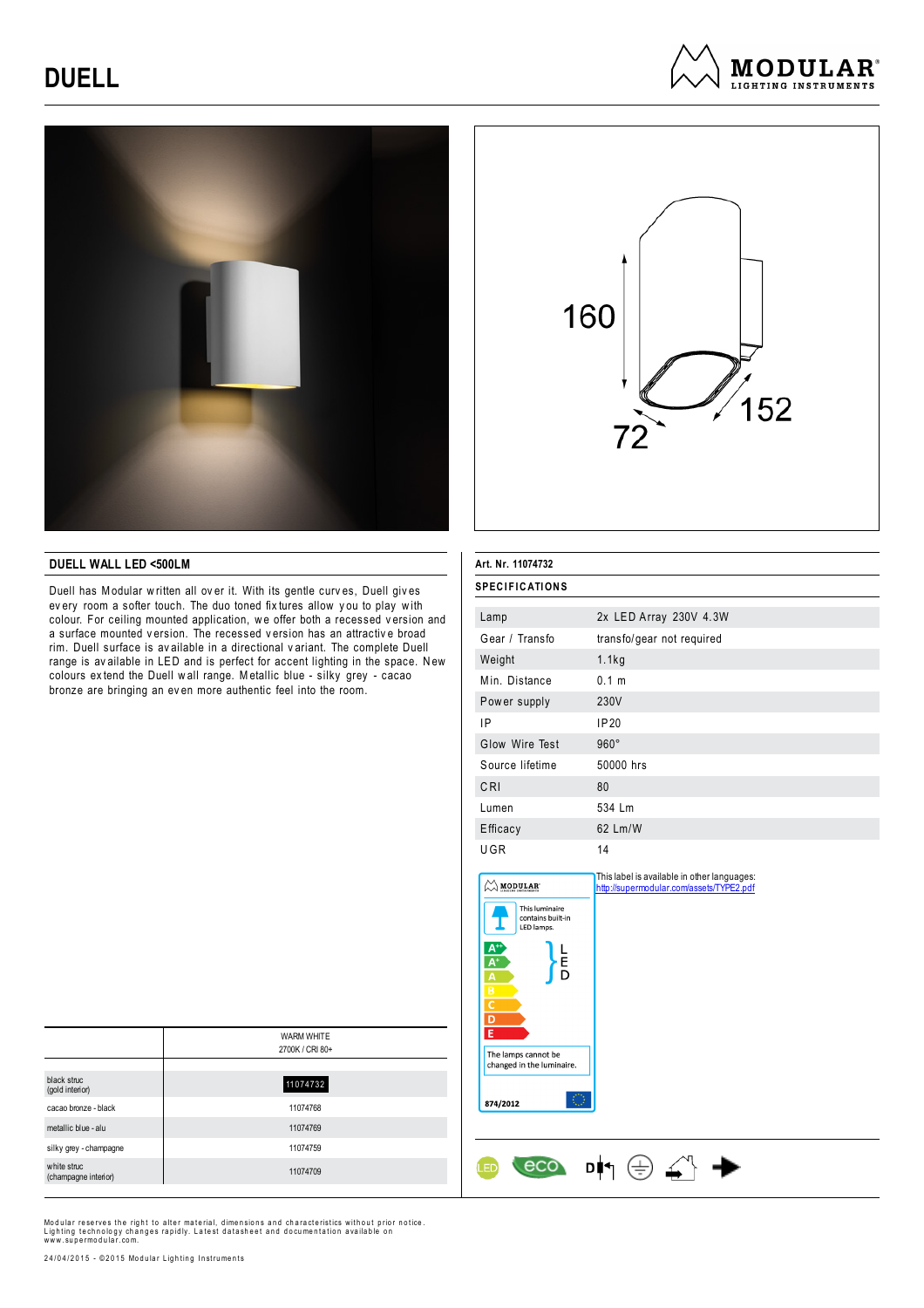# DUELL

MODULAR LIGHTING INSTRUMENTS

160

72

152

## DUELL WALL LED <500LM

Duell has Modular written all over it. With its gentle curves, Duell gives every room a softer touch. The duo toned fixtures allow you to play with colour. For ceiling mounted application, we offer both a recessed version and a surface mounted version. The recessed version has an attractive broad rim. Duell surface is available in a directional variant. The complete Duell range is available in LED and is perfect for accent lighting in the space. New colours extend the Duell wall range. Metallic blue - silky grey - cacao bronze are bringing an even more authentic feel into the room.

| | WARM WHITE 2700K / CRI 80+ |
|---|---|
| black struc (gold interior) | 11074732 |
| cacao bronze - black | 11074768 |
| metallic blue - alu | 11074769 |
| silky grey - champagne | 11074759 |
| white struc (champagne interior) | 11074709 |

**Art. Nr. 11074732**

**SPECIFICATIONS**

| | |
|---|---|
| Lamp | 2x LED Array 230V 4.3W |
| Gear / Transfo | transfo/gear not required |
| Weight | 1.1kg |
| Min. Distance | 0.1 m |
| Power supply | 230V |
| IP | IP20 |
| Glow Wire Test | 960° |
| Source lifetime | 50000 hrs |
| CRI | 80 |
| Lumen | 534 Lm |
| Efficacy | 62 Lm/W |
| UGR | 14 |

This luminaire contains built-in LED lamps.

A++ A+ A B C D E — LED

The lamps cannot be changed in the luminaire.

874/2012

This label is available in other languages: http://supermodular.com/assets/TYPE2.pdf

Modular reserves the right to alter material, dimensions and characteristics without prior notice. Lighting technology changes rapidly. Latest datasheet and documentation available on www.supermodular.com.

24/04/2015 - ©2015 Modular Lighting Instruments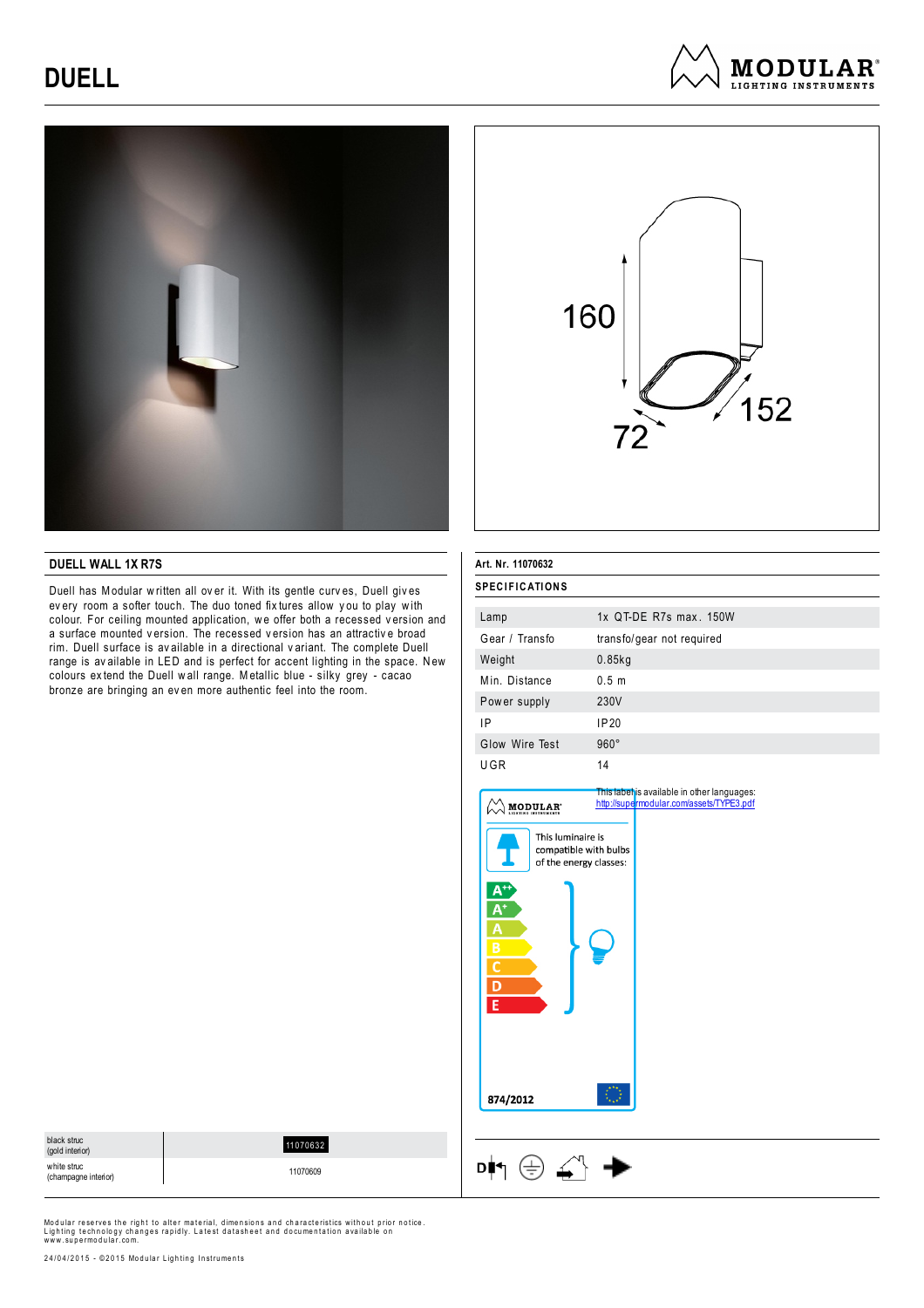# DUELL

MODULAR
LIGHTING INSTRUMENTS

160

72

152

## DUELL WALL 1X R7S

Duell has Modular written all over it. With its gentle curves, Duell gives every room a softer touch. The duo toned fixtures allow you to play with colour. For ceiling mounted application, we offer both a recessed version and a surface mounted version. The recessed version has an attractive broad rim. Duell surface is available in a directional variant. The complete Duell range is available in LED and is perfect for accent lighting in the space. New colours extend the Duell wall range. Metallic blue - silky grey - cacao bronze are bringing an even more authentic feel into the room.

**Art. Nr. 11070632**

### SPECIFICATIONS

| | |
|---|---|
| Lamp | 1x QT-DE R7s max. 150W |
| Gear / Transfo | transfo/gear not required |
| Weight | 0.85kg |
| Min. Distance | 0.5 m |
| Power supply | 230V |
| IP | IP20 |
| Glow Wire Test | 960° |
| UGR | 14 |

This label is available in other languages: http://supermodular.com/assets/TYPE3.pdf

This luminaire is compatible with bulbs of the energy classes:

A++
A+
A
B
C
D
E

874/2012

| | |
|---|---|
| black struc (gold interior) | 11070632 |
| white struc (champagne interior) | 11070609 |

Modular reserves the right to alter material, dimensions and characteristics without prior notice. Lighting technology changes rapidly. Latest datasheet and documentation available on www.supermodular.com.

24/04/2015 - ©2015 Modular Lighting Instruments